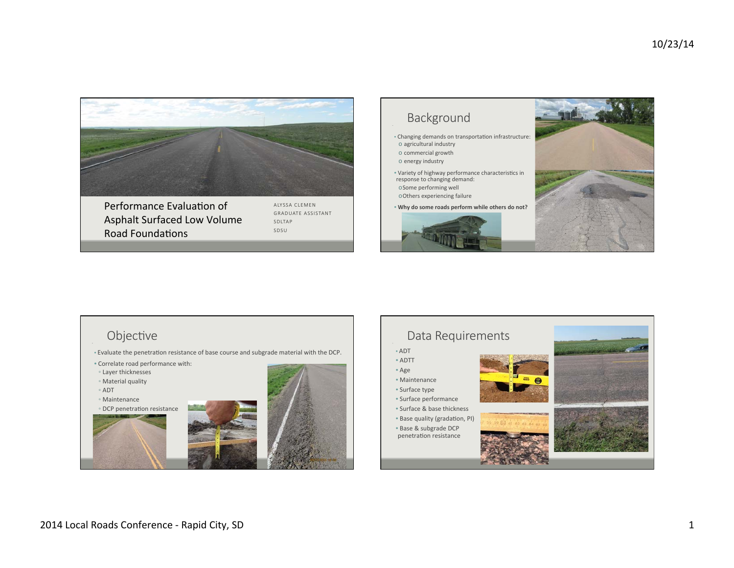# Performance Evaluation of Asphalt Surfaced Low Volume Road Foundations

ALYSSA CLEMEN
GRADUATE ASSISTANT
SDLTAP
SDSU

## Background

- Changing demands on transportation infrastructure:
  - agricultural industry
  - commercial growth
  - energy industry
- Variety of highway performance characteristics in response to changing demand:
  - Some performing well
  - Others experiencing failure
- **Why do some roads perform while others do not?**

## Objective

- Evaluate the penetration resistance of base course and subgrade material with the DCP.
- Correlate road performance with:
  - Layer thicknesses
  - Material quality
  - ADT
  - Maintenance
  - DCP penetration resistance

## Data Requirements

- ADT
- ADTT
- Age
- Maintenance
- Surface type
- Surface performance
- Surface & base thickness
- Base quality (gradation, PI)
- Base & subgrade DCP penetration resistance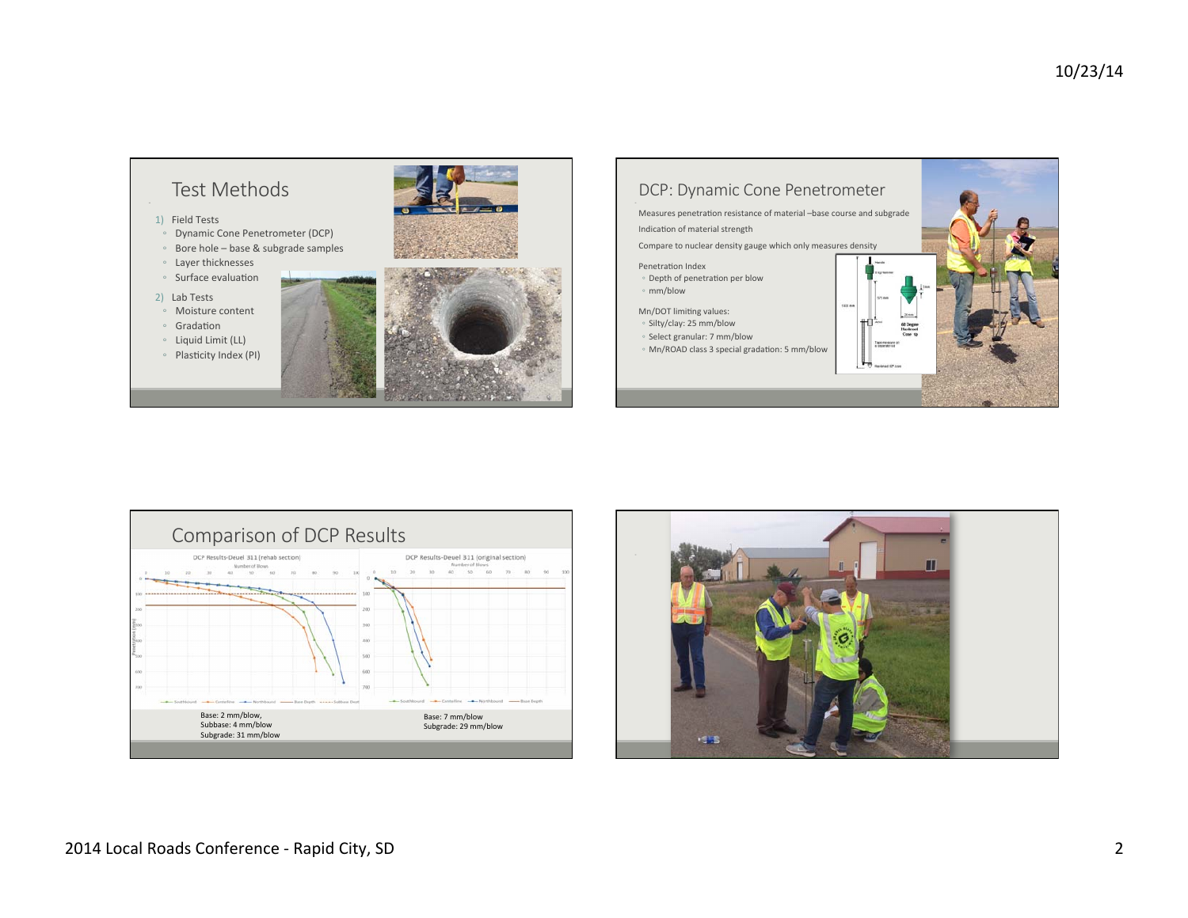## Test Methods

1) Field Tests
   - Dynamic Cone Penetrometer (DCP)
   - Bore hole – base & subgrade samples
   - Layer thicknesses
   - Surface evaluation
2) Lab Tests
   - Moisture content
   - Gradation
   - Liquid Limit (LL)
   - Plasticity Index (PI)

## DCP: Dynamic Cone Penetrometer

Measures penetration resistance of material –base course and subgrade

Indication of material strength

Compare to nuclear density gauge which only measures density

Penetration Index
- Depth of penetration per blow
- mm/blow

Mn/DOT limiting values:
- Silty/clay: 25 mm/blow
- Select granular: 7 mm/blow
- Mn/ROAD class 3 special gradation: 5 mm/blow

## Comparison of DCP Results

DCP Results-Deuel 311 (rehab section)

Base: 2 mm/blow,
Subbase: 4 mm/blow
Subgrade: 31 mm/blow

DCP Results-Deuel 311 (original section)

Base: 7 mm/blow
Subgrade: 29 mm/blow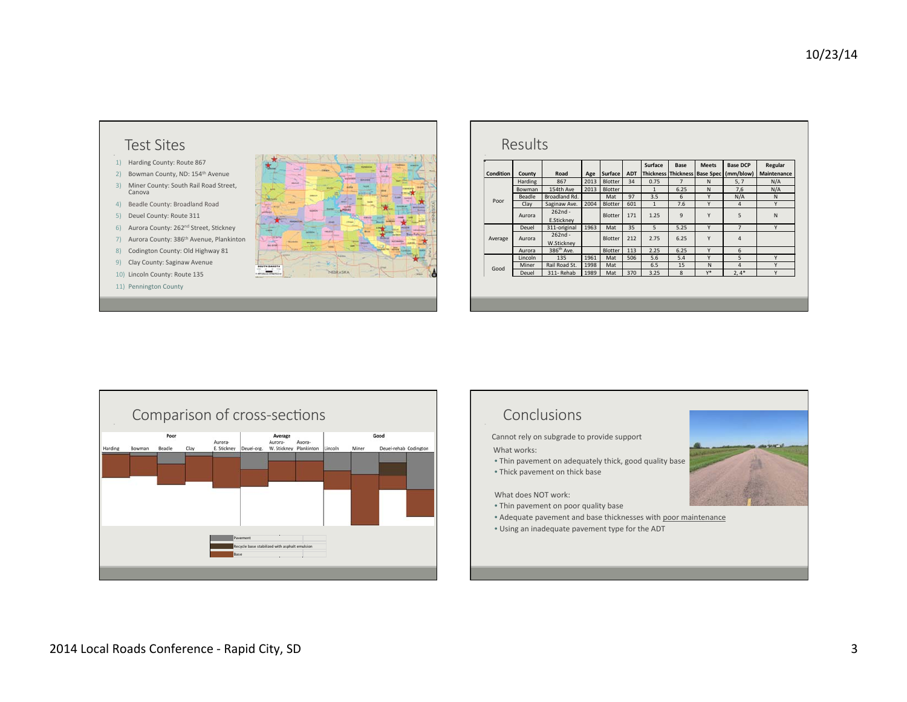## Test Sites

1) Harding County: Route 867
2) Bowman County, ND: 154th Avenue
3) Miner County: South Rail Road Street, Canova
4) Beadle County: Broadland Road
5) Deuel County: Route 311
6) Aurora County: 262nd Street, Stickney
7) Aurora County: 386th Avenue, Plankinton
8) Codington County: Old Highway 81
9) Clay County: Saginaw Avenue
10) Lincoln County: Route 135
11) Pennington County

## Results

| Condition | County | Road | Age | Surface | ADT | Surface Thickness | Base Thickness | Meets Base Spec | Base DCP (mm/blow) | Regular Maintenance |
|---|---|---|---|---|---|---|---|---|---|---|
| Poor | Harding | 867 | 2013 | Blotter | 34 | 0.75 | 7 | N | 5, 7 | N/A |
| | Bowman | 154th Ave | 2013 | Blotter | | 1 | 6.25 | N | 7,6 | N/A |
| | Beadle | Broadland Rd. | | Mat | 97 | 3.5 | 6 | Y | N/A | N |
| | Clay | Saginaw Ave. | 2004 | Blotter | 601 | 1 | 7.6 | Y | 4 | Y |
| | Aurora | 262nd - E.Stickney | | Blotter | 171 | 1.25 | 9 | Y | 5 | N |
| Average | Deuel | 311-original | 1963 | Mat | 35 | 5 | 5.25 | Y | 7 | Y |
| | Aurora | 262nd - W.Stickney | | Blotter | 212 | 2.75 | 6.25 | Y | 4 | |
| | Aurora | 386th Ave. | | Blotter | 113 | 2.25 | 6.25 | Y | 6 | |
| Good | Lincoln | 135 | 1961 | Mat | 506 | 5.6 | 5.4 | Y | 5 | Y |
| | Miner | Rail Road St. | 1998 | Mat | | 6.5 | 15 | N | 4 | Y |
| | Deuel | 311- Rehab | 1989 | Mat | 370 | 3.25 | 8 | Y* | 2, 4* | Y |

## Comparison of cross-sections

Poor: Harding, Bowman, Beadle, Clay, Aurora-E. Stickney

Average: Deuel-orig., Aurora-W. Stickney, Auora-Plankinton

Good: Lincoln, Miner, Deuel-rehab, Codington

Legend: Pavement; Recycle base stabilized with asphalt emulsion; Base

## Conclusions

Cannot rely on subgrade to provide support

What works:

- Thin pavement on adequately thick, good quality base
- Thick pavement on thick base

What does NOT work:

- Thin pavement on poor quality base
- Adequate pavement and base thicknesses with poor maintenance
- Using an inadequate pavement type for the ADT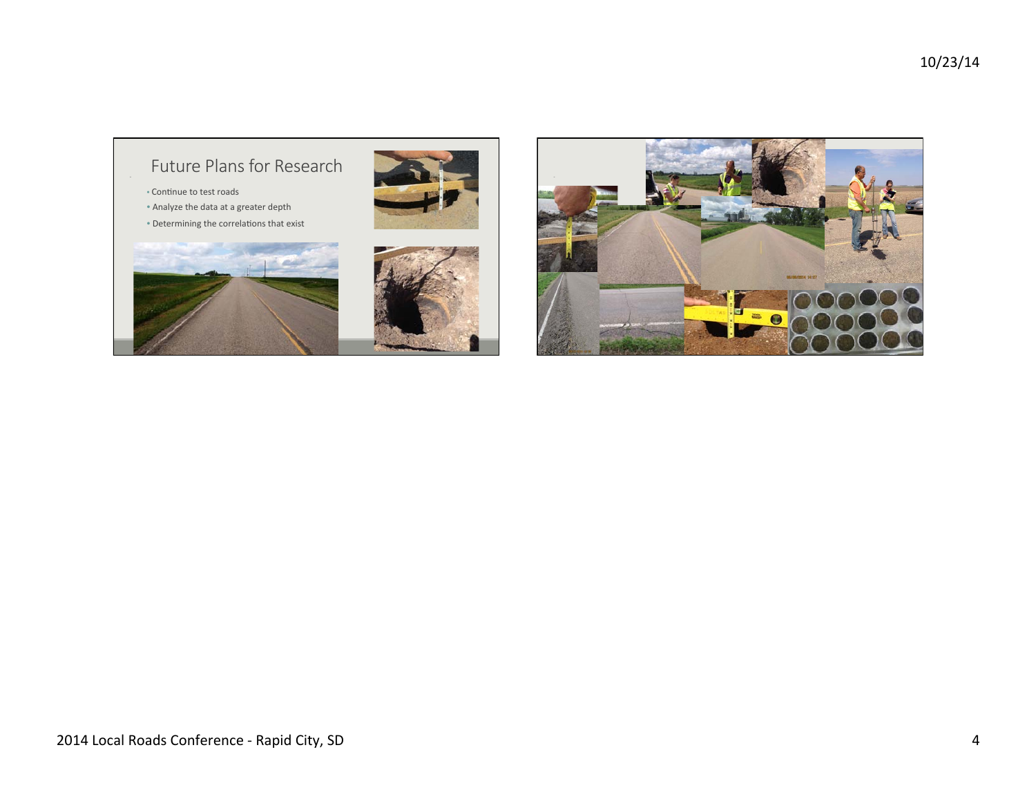## Future Plans for Research

- Continue to test roads
- Analyze the data at a greater depth
- Determining the correlations that exist